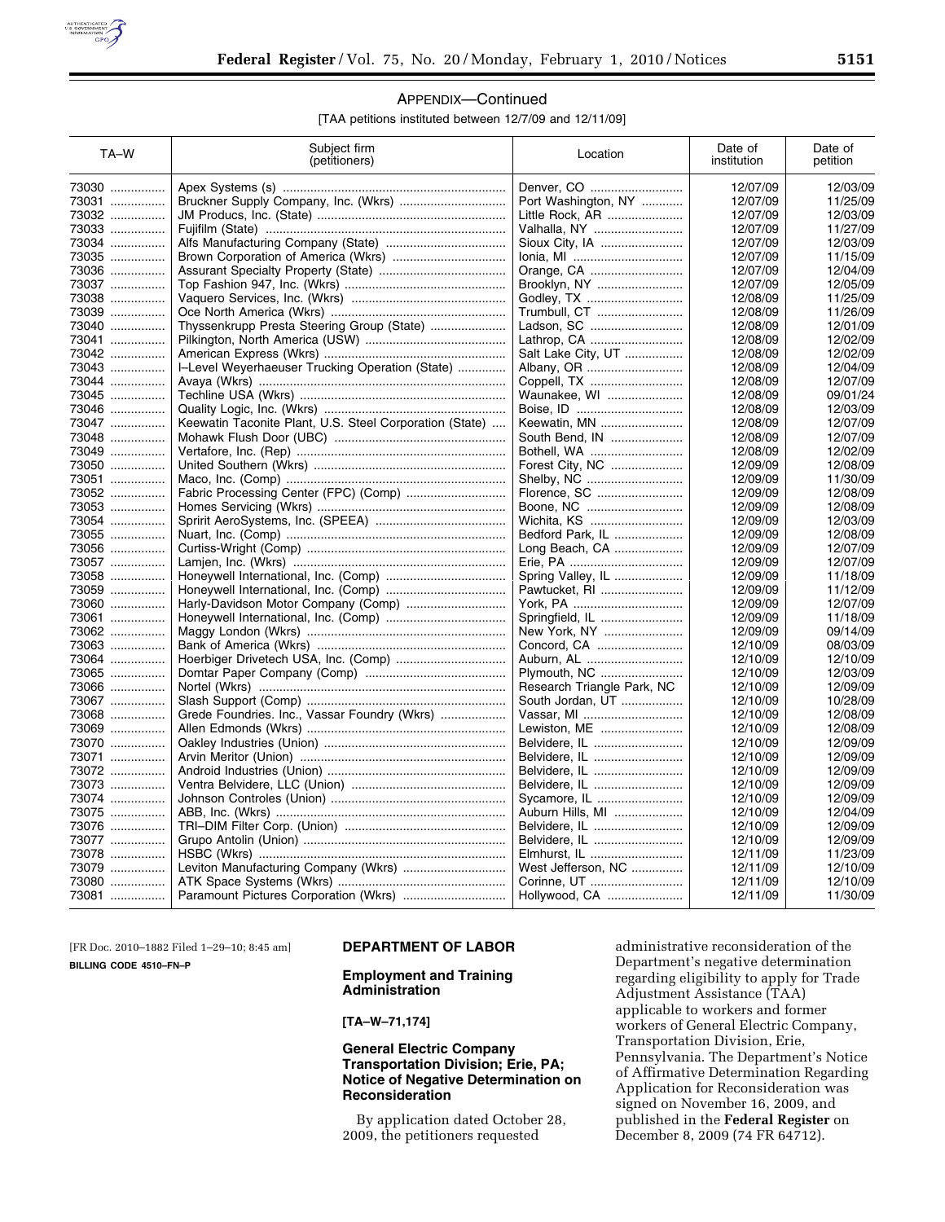## APPENDIX—Continued

[TAA petitions instituted between 12/7/09 and 12/11/09]

| TA–W | Subject firm (petitioners) | Location | Date of institution | Date of petition |
|---|---|---|---|---|
| 73030 | Apex Systems (s) | Denver, CO | 12/07/09 | 12/03/09 |
| 73031 | Bruckner Supply Company, Inc. (Wkrs) | Port Washington, NY | 12/07/09 | 11/25/09 |
| 73032 | JM Producs, Inc. (State) | Little Rock, AR | 12/07/09 | 12/03/09 |
| 73033 | Fujifilm (State) | Valhalla, NY | 12/07/09 | 11/27/09 |
| 73034 | Alfs Manufacturing Company (State) | Sioux City, IA | 12/07/09 | 12/03/09 |
| 73035 | Brown Corporation of America (Wkrs) | Ionia, MI | 12/07/09 | 11/15/09 |
| 73036 | Assurant Specialty Property (State) | Orange, CA | 12/07/09 | 12/04/09 |
| 73037 | Top Fashion 947, Inc. (Wkrs) | Brooklyn, NY | 12/07/09 | 12/05/09 |
| 73038 | Vaquero Services, Inc. (Wkrs) | Godley, TX | 12/08/09 | 11/25/09 |
| 73039 | Oce North America (Wkrs) | Trumbull, CT | 12/08/09 | 11/26/09 |
| 73040 | Thyssenkrupp Presta Steering Group (State) | Ladson, SC | 12/08/09 | 12/01/09 |
| 73041 | Pilkington, North America (USW) | Lathrop, CA | 12/08/09 | 12/02/09 |
| 73042 | American Express (Wkrs) | Salt Lake City, UT | 12/08/09 | 12/02/09 |
| 73043 | I–Level Weyerhaeuser Trucking Operation (State) | Albany, OR | 12/08/09 | 12/04/09 |
| 73044 | Avaya (Wkrs) | Coppell, TX | 12/08/09 | 12/07/09 |
| 73045 | Techline USA (Wkrs) | Waunakee, WI | 12/08/09 | 09/01/24 |
| 73046 | Quality Logic, Inc. (Wkrs) | Boise, ID | 12/08/09 | 12/03/09 |
| 73047 | Keewatin Taconite Plant, U.S. Steel Corporation (State) | Keewatin, MN | 12/08/09 | 12/07/09 |
| 73048 | Mohawk Flush Door (UBC) | South Bend, IN | 12/08/09 | 12/07/09 |
| 73049 | Vertafore, Inc. (Rep) | Bothell, WA | 12/08/09 | 12/02/09 |
| 73050 | United Southern (Wkrs) | Forest City, NC | 12/09/09 | 12/08/09 |
| 73051 | Maco, Inc. (Comp) | Shelby, NC | 12/09/09 | 11/30/09 |
| 73052 | Fabric Processing Center (FPC) (Comp) | Florence, SC | 12/09/09 | 12/08/09 |
| 73053 | Homes Servicing (Wkrs) | Boone, NC | 12/09/09 | 12/08/09 |
| 73054 | Spririt AeroSystems, Inc. (SPEEA) | Wichita, KS | 12/09/09 | 12/03/09 |
| 73055 | Nuart, Inc. (Comp) | Bedford Park, IL | 12/09/09 | 12/08/09 |
| 73056 | Curtiss-Wright (Comp) | Long Beach, CA | 12/09/09 | 12/07/09 |
| 73057 | Lamjen, Inc. (Wkrs) | Erie, PA | 12/09/09 | 12/07/09 |
| 73058 | Honeywell International, Inc. (Comp) | Spring Valley, IL | 12/09/09 | 11/18/09 |
| 73059 | Honeywell International, Inc. (Comp) | Pawtucket, RI | 12/09/09 | 11/12/09 |
| 73060 | Harly-Davidson Motor Company (Comp) | York, PA | 12/09/09 | 12/07/09 |
| 73061 | Honeywell International, Inc. (Comp) | Springfield, IL | 12/09/09 | 11/18/09 |
| 73062 | Maggy London (Wkrs) | New York, NY | 12/09/09 | 09/14/09 |
| 73063 | Bank of America (Wkrs) | Concord, CA | 12/10/09 | 08/03/09 |
| 73064 | Hoerbiger Drivetech USA, Inc. (Comp) | Auburn, AL | 12/10/09 | 12/10/09 |
| 73065 | Domtar Paper Company (Comp) | Plymouth, NC | 12/10/09 | 12/03/09 |
| 73066 | Nortel (Wkrs) | Research Triangle Park, NC | 12/10/09 | 12/09/09 |
| 73067 | Slash Support (Comp) | South Jordan, UT | 12/10/09 | 10/28/09 |
| 73068 | Grede Foundries. Inc., Vassar Foundry (Wkrs) | Vassar, MI | 12/10/09 | 12/08/09 |
| 73069 | Allen Edmonds (Wkrs) | Lewiston, ME | 12/10/09 | 12/08/09 |
| 73070 | Oakley Industries (Union) | Belvidere, IL | 12/10/09 | 12/09/09 |
| 73071 | Arvin Meritor (Union) | Belvidere, IL | 12/10/09 | 12/09/09 |
| 73072 | Android Industries (Union) | Belvidere, IL | 12/10/09 | 12/09/09 |
| 73073 | Ventra Belvidere, LLC (Union) | Belvidere, IL | 12/10/09 | 12/09/09 |
| 73074 | Johnson Controles (Union) | Sycamore, IL | 12/10/09 | 12/09/09 |
| 73075 | ABB, Inc. (Wkrs) | Auburn Hills, MI | 12/10/09 | 12/04/09 |
| 73076 | TRI–DIM Filter Corp. (Union) | Belvidere, IL | 12/10/09 | 12/09/09 |
| 73077 | Grupo Antolin (Union) | Belvidere, IL | 12/10/09 | 12/09/09 |
| 73078 | HSBC (Wkrs) | Elmhurst, IL | 12/11/09 | 11/23/09 |
| 73079 | Leviton Manufacturing Company (Wkrs) | West Jefferson, NC | 12/11/09 | 12/10/09 |
| 73080 | ATK Space Systems (Wkrs) | Corinne, UT | 12/11/09 | 12/10/09 |
| 73081 | Paramount Pictures Corporation (Wkrs) | Hollywood, CA | 12/11/09 | 11/30/09 |

[FR Doc. 2010–1882 Filed 1–29–10; 8:45 am]

**BILLING CODE 4510–FN–P**

## DEPARTMENT OF LABOR

## Employment and Training Administration

**[TA–W–71,174]**

## General Electric Company Transportation Division; Erie, PA; Notice of Negative Determination on Reconsideration

By application dated October 28, 2009, the petitioners requested administrative reconsideration of the Department's negative determination regarding eligibility to apply for Trade Adjustment Assistance (TAA) applicable to workers and former workers of General Electric Company, Transportation Division, Erie, Pennsylvania. The Department's Notice of Affirmative Determination Regarding Application for Reconsideration was signed on November 16, 2009, and published in the **Federal Register** on December 8, 2009 (74 FR 64712).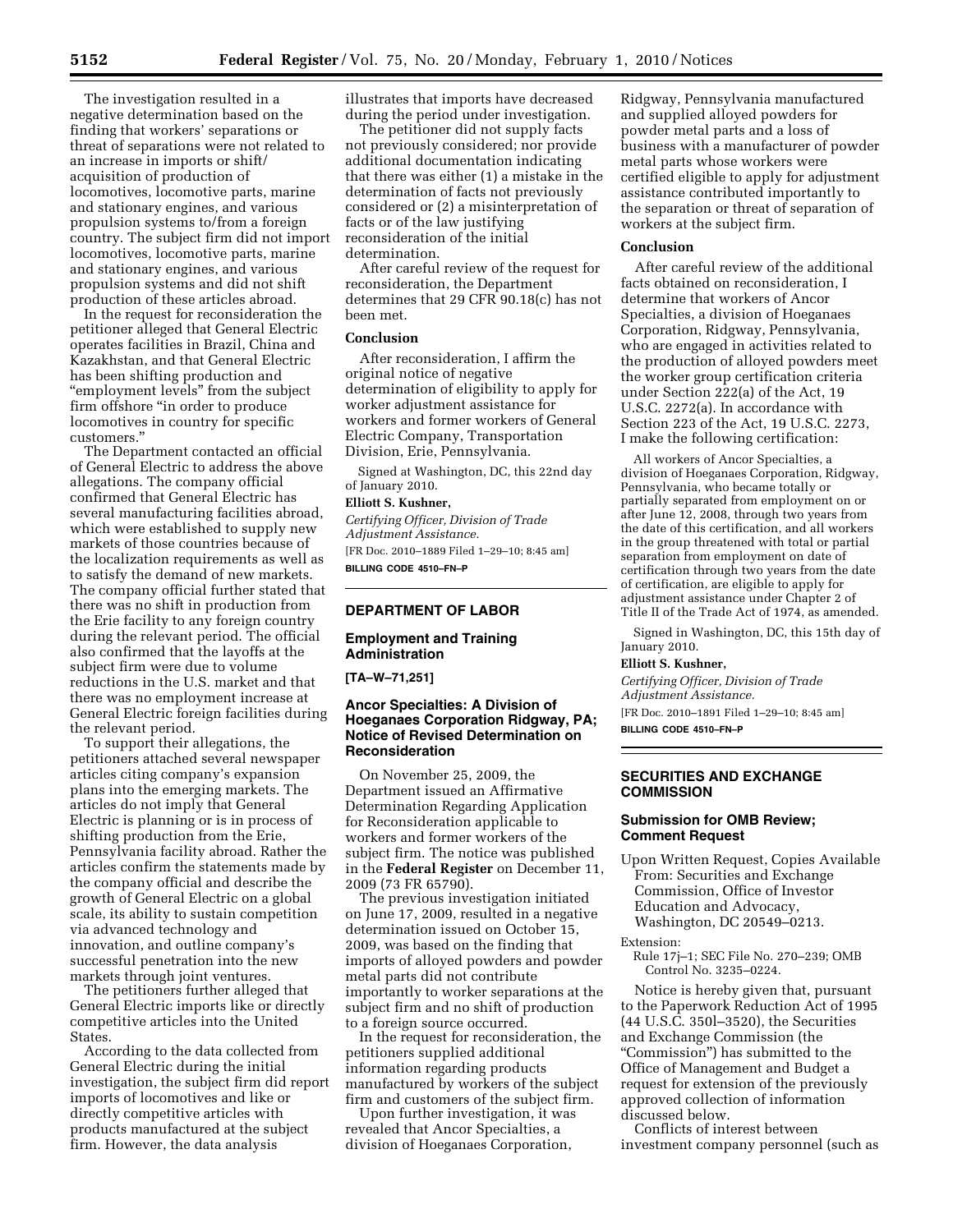The investigation resulted in a negative determination based on the finding that workers' separations or threat of separations were not related to an increase in imports or shift/acquisition of production of locomotives, locomotive parts, marine and stationary engines, and various propulsion systems to/from a foreign country. The subject firm did not import locomotives, locomotive parts, marine and stationary engines, and various propulsion systems and did not shift production of these articles abroad.

In the request for reconsideration the petitioner alleged that General Electric operates facilities in Brazil, China and Kazakhstan, and that General Electric has been shifting production and "employment levels" from the subject firm offshore "in order to produce locomotives in country for specific customers."

The Department contacted an official of General Electric to address the above allegations. The company official confirmed that General Electric has several manufacturing facilities abroad, which were established to supply new markets of those countries because of the localization requirements as well as to satisfy the demand of new markets. The company official further stated that there was no shift in production from the Erie facility to any foreign country during the relevant period. The official also confirmed that the layoffs at the subject firm were due to volume reductions in the U.S. market and that there was no employment increase at General Electric foreign facilities during the relevant period.

To support their allegations, the petitioners attached several newspaper articles citing company's expansion plans into the emerging markets. The articles do not imply that General Electric is planning or is in process of shifting production from the Erie, Pennsylvania facility abroad. Rather the articles confirm the statements made by the company official and describe the growth of General Electric on a global scale, its ability to sustain competition via advanced technology and innovation, and outline company's successful penetration into the new markets through joint ventures.

The petitioners further alleged that General Electric imports like or directly competitive articles into the United States.

According to the data collected from General Electric during the initial investigation, the subject firm did report imports of locomotives and like or directly competitive articles with products manufactured at the subject firm. However, the data analysis illustrates that imports have decreased during the period under investigation.

The petitioner did not supply facts not previously considered; nor provide additional documentation indicating that there was either (1) a mistake in the determination of facts not previously considered or (2) a misinterpretation of facts or of the law justifying reconsideration of the initial determination.

After careful review of the request for reconsideration, the Department determines that 29 CFR 90.18(c) has not been met.

### Conclusion

After reconsideration, I affirm the original notice of negative determination of eligibility to apply for worker adjustment assistance for workers and former workers of General Electric Company, Transportation Division, Erie, Pennsylvania.

Signed at Washington, DC, this 22nd day of January 2010.

**Elliott S. Kushner,**

*Certifying Officer, Division of Trade Adjustment Assistance.*

[FR Doc. 2010–1889 Filed 1–29–10; 8:45 am]

**BILLING CODE 4510–FN–P**

## DEPARTMENT OF LABOR

### Employment and Training Administration

**[TA–W–71,251]**

### Ancor Specialties: A Division of Hoeganaes Corporation Ridgway, PA; Notice of Revised Determination on Reconsideration

On November 25, 2009, the Department issued an Affirmative Determination Regarding Application for Reconsideration applicable to workers and former workers of the subject firm. The notice was published in the **Federal Register** on December 11, 2009 (73 FR 65790).

The previous investigation initiated on June 17, 2009, resulted in a negative determination issued on October 15, 2009, was based on the finding that imports of alloyed powders and powder metal parts did not contribute importantly to worker separations at the subject firm and no shift of production to a foreign source occurred.

In the request for reconsideration, the petitioners supplied additional information regarding products manufactured by workers of the subject firm and customers of the subject firm.

Upon further investigation, it was revealed that Ancor Specialties, a division of Hoeganaes Corporation, Ridgway, Pennsylvania manufactured and supplied alloyed powders for powder metal parts and a loss of business with a manufacturer of powder metal parts whose workers were certified eligible to apply for adjustment assistance contributed importantly to the separation or threat of separation of workers at the subject firm.

### Conclusion

After careful review of the additional facts obtained on reconsideration, I determine that workers of Ancor Specialties, a division of Hoeganaes Corporation, Ridgway, Pennsylvania, who are engaged in activities related to the production of alloyed powders meet the worker group certification criteria under Section 222(a) of the Act, 19 U.S.C. 2272(a). In accordance with Section 223 of the Act, 19 U.S.C. 2273, I make the following certification:

All workers of Ancor Specialties, a division of Hoeganaes Corporation, Ridgway, Pennsylvania, who became totally or partially separated from employment on or after June 12, 2008, through two years from the date of this certification, and all workers in the group threatened with total or partial separation from employment on date of certification through two years from the date of certification, are eligible to apply for adjustment assistance under Chapter 2 of Title II of the Trade Act of 1974, as amended.

Signed in Washington, DC, this 15th day of January 2010.

**Elliott S. Kushner,**

*Certifying Officer, Division of Trade Adjustment Assistance.*

[FR Doc. 2010–1891 Filed 1–29–10; 8:45 am]

**BILLING CODE 4510–FN–P**

## SECURITIES AND EXCHANGE COMMISSION

### Submission for OMB Review; Comment Request

Upon Written Request, Copies Available From: Securities and Exchange Commission, Office of Investor Education and Advocacy, Washington, DC 20549–0213.

Extension:

Rule 17j–1; SEC File No. 270–239; OMB Control No. 3235–0224.

Notice is hereby given that, pursuant to the Paperwork Reduction Act of 1995 (44 U.S.C. 350l–3520), the Securities and Exchange Commission (the "Commission") has submitted to the Office of Management and Budget a request for extension of the previously approved collection of information discussed below.

Conflicts of interest between investment company personnel (such as